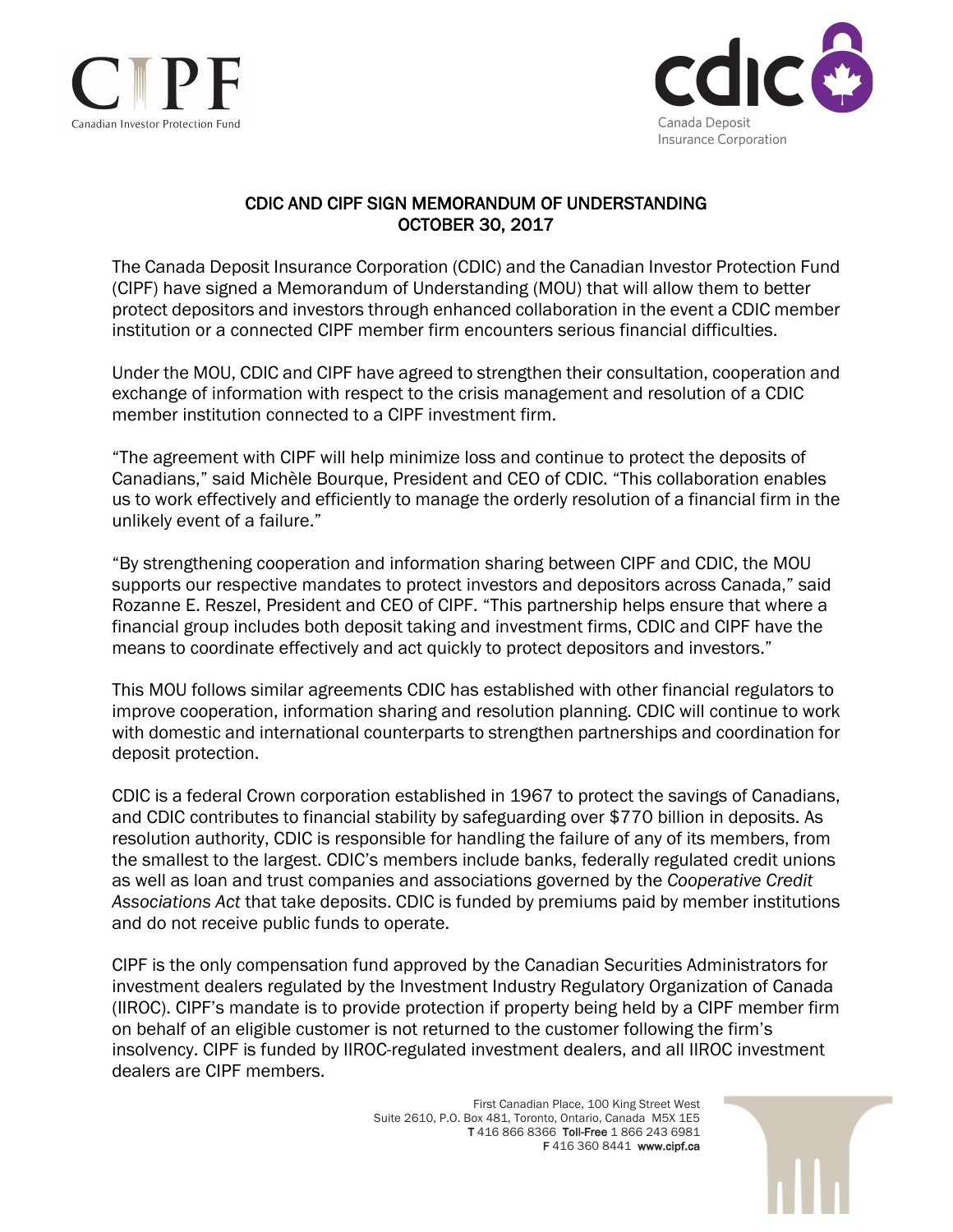CIPF
Canadian Investor Protection Fund

cdic
Canada Deposit Insurance Corporation

# CDIC AND CIPF SIGN MEMORANDUM OF UNDERSTANDING
# OCTOBER 30, 2017

The Canada Deposit Insurance Corporation (CDIC) and the Canadian Investor Protection Fund (CIPF) have signed a Memorandum of Understanding (MOU) that will allow them to better protect depositors and investors through enhanced collaboration in the event a CDIC member institution or a connected CIPF member firm encounters serious financial difficulties.

Under the MOU, CDIC and CIPF have agreed to strengthen their consultation, cooperation and exchange of information with respect to the crisis management and resolution of a CDIC member institution connected to a CIPF investment firm.

"The agreement with CIPF will help minimize loss and continue to protect the deposits of Canadians," said Michèle Bourque, President and CEO of CDIC. "This collaboration enables us to work effectively and efficiently to manage the orderly resolution of a financial firm in the unlikely event of a failure."

"By strengthening cooperation and information sharing between CIPF and CDIC, the MOU supports our respective mandates to protect investors and depositors across Canada," said Rozanne E. Reszel, President and CEO of CIPF. "This partnership helps ensure that where a financial group includes both deposit taking and investment firms, CDIC and CIPF have the means to coordinate effectively and act quickly to protect depositors and investors."

This MOU follows similar agreements CDIC has established with other financial regulators to improve cooperation, information sharing and resolution planning. CDIC will continue to work with domestic and international counterparts to strengthen partnerships and coordination for deposit protection.

CDIC is a federal Crown corporation established in 1967 to protect the savings of Canadians, and CDIC contributes to financial stability by safeguarding over $770 billion in deposits. As resolution authority, CDIC is responsible for handling the failure of any of its members, from the smallest to the largest. CDIC's members include banks, federally regulated credit unions as well as loan and trust companies and associations governed by the *Cooperative Credit Associations Act* that take deposits. CDIC is funded by premiums paid by member institutions and do not receive public funds to operate.

CIPF is the only compensation fund approved by the Canadian Securities Administrators for investment dealers regulated by the Investment Industry Regulatory Organization of Canada (IIROC). CIPF's mandate is to provide protection if property being held by a CIPF member firm on behalf of an eligible customer is not returned to the customer following the firm's insolvency. CIPF is funded by IIROC-regulated investment dealers, and all IIROC investment dealers are CIPF members.

First Canadian Place, 100 King Street West
Suite 2610, P.O. Box 481, Toronto, Ontario, Canada M5X 1E5
**T** 416 866 8366 **Toll-Free** 1 866 243 6981
**F** 416 360 8441 **www.cipf.ca**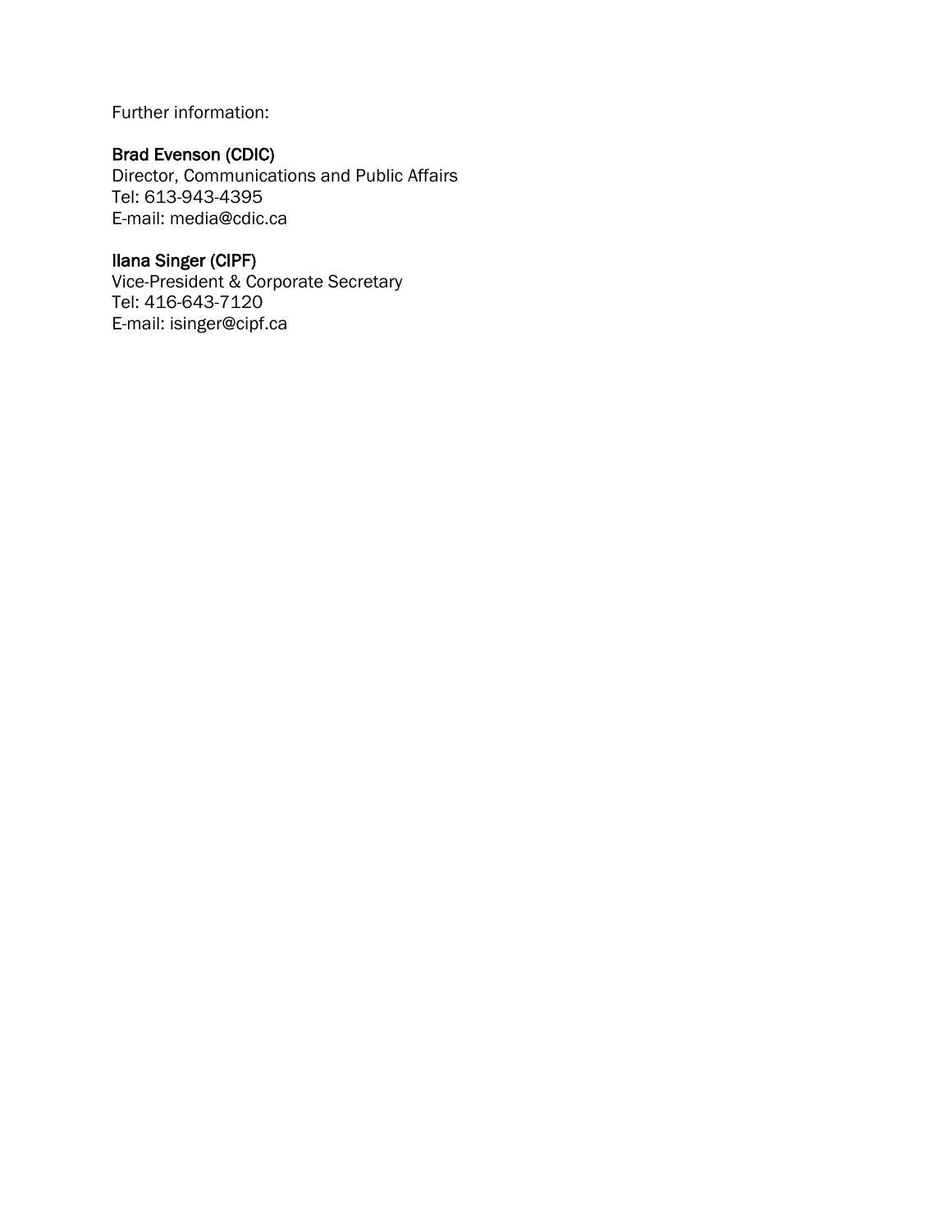Further information:

**Brad Evenson (CDIC)**
Director, Communications and Public Affairs
Tel: 613-943-4395
E-mail: media@cdic.ca

**Ilana Singer (CIPF)**
Vice-President & Corporate Secretary
Tel: 416-643-7120
E-mail: isinger@cipf.ca